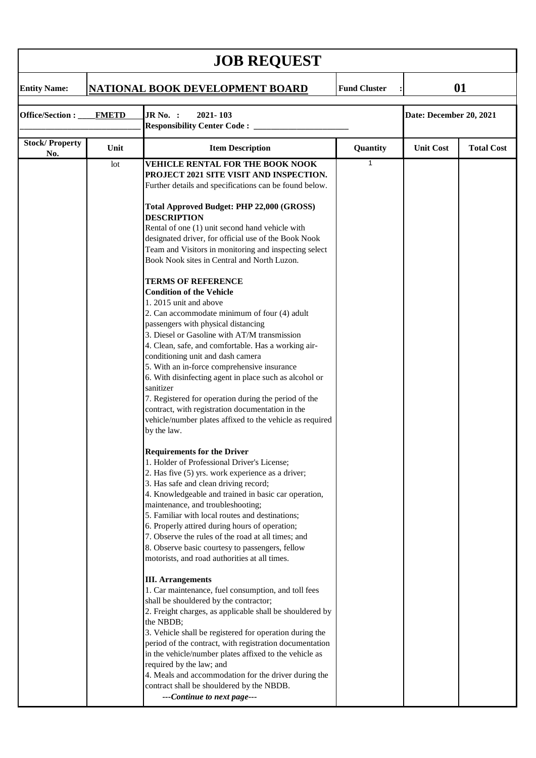# JOB REQUEST

**Entity Name:** **NATIONAL BOOK DEVELOPMENT BOARD** **Fund Cluster :** **01**

**Office/Section :** ____**FMETD**____ **JR No. :** **2021- 103** **Date: December 20, 2021**

**Responsibility Center Code :** ______________________

| Stock/ Property No. | Unit | Item Description | Quantity | Unit Cost | Total Cost |
|---|---|---|---|---|---|
| | lot | **VEHICLE RENTAL FOR THE BOOK NOOK PROJECT 2021 SITE VISIT AND INSPECTION.** Further details and specifications can be found below.<br><br>**Total Approved Budget: PHP 22,000 (GROSS)**<br>**DESCRIPTION**<br>Rental of one (1) unit second hand vehicle with designated driver, for official use of the Book Nook Team and Visitors in monitoring and inspecting select Book Nook sites in Central and North Luzon.<br><br>**TERMS OF REFERENCE**<br>**Condition of the Vehicle**<br>1. 2015 unit and above<br>2. Can accommodate minimum of four (4) adult passengers with physical distancing<br>3. Diesel or Gasoline with AT/M transmission<br>4. Clean, safe, and comfortable. Has a working air-conditioning unit and dash camera<br>5. With an in-force comprehensive insurance<br>6. With disinfecting agent in place such as alcohol or sanitizer<br>7. Registered for operation during the period of the contract, with registration documentation in the vehicle/number plates affixed to the vehicle as required by the law.<br><br>**Requirements for the Driver**<br>1. Holder of Professional Driver's License;<br>2. Has five (5) yrs. work experience as a driver;<br>3. Has safe and clean driving record;<br>4. Knowledgeable and trained in basic car operation, maintenance, and troubleshooting;<br>5. Familiar with local routes and destinations;<br>6. Properly attired during hours of operation;<br>7. Observe the rules of the road at all times; and<br>8. Observe basic courtesy to passengers, fellow motorists, and road authorities at all times.<br><br>**III. Arrangements**<br>1. Car maintenance, fuel consumption, and toll fees shall be shouldered by the contractor;<br>2. Freight charges, as applicable shall be shouldered by the NBDB;<br>3. Vehicle shall be registered for operation during the period of the contract, with registration documentation in the vehicle/number plates affixed to the vehicle as required by the law; and<br>4. Meals and accommodation for the driver during the contract shall be shouldered by the NBDB.<br>***---Continue to next page---*** | 1 | | |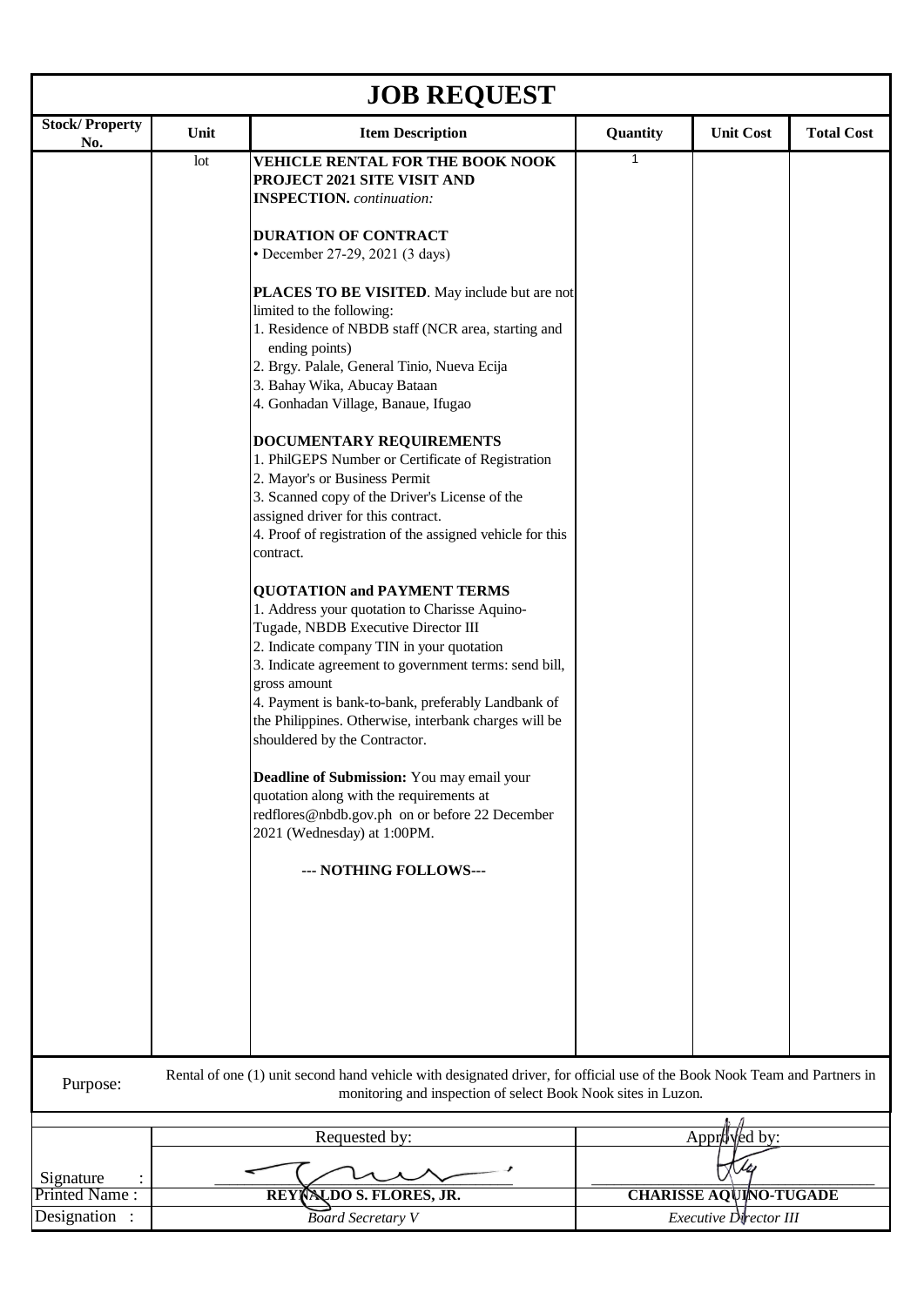# JOB REQUEST

| Stock/ Property No. | Unit | Item Description | Quantity | Unit Cost | Total Cost |
|---|---|---|---|---|---|
| | lot | **VEHICLE RENTAL FOR THE BOOK NOOK PROJECT 2021 SITE VISIT AND INSPECTION.** *continuation:*<br><br>**DURATION OF CONTRACT**<br>• December 27-29, 2021 (3 days)<br><br>**PLACES TO BE VISITED**. May include but are not limited to the following:<br>1. Residence of NBDB staff (NCR area, starting and ending points)<br>2. Brgy. Palale, General Tinio, Nueva Ecija<br>3. Bahay Wika, Abucay Bataan<br>4. Gonhadan Village, Banaue, Ifugao<br><br>**DOCUMENTARY REQUIREMENTS**<br>1. PhilGEPS Number or Certificate of Registration<br>2. Mayor's or Business Permit<br>3. Scanned copy of the Driver's License of the assigned driver for this contract.<br>4. Proof of registration of the assigned vehicle for this contract.<br><br>**QUOTATION and PAYMENT TERMS**<br>1. Address your quotation to Charisse Aquino-Tugade, NBDB Executive Director III<br>2. Indicate company TIN in your quotation<br>3. Indicate agreement to government terms: send bill, gross amount<br>4. Payment is bank-to-bank, preferably Landbank of the Philippines. Otherwise, interbank charges will be shouldered by the Contractor.<br><br>**Deadline of Submission:** You may email your quotation along with the requirements at redflores@nbdb.gov.ph on or before 22 December 2021 (Wednesday) at 1:00PM.<br><br>**--- NOTHING FOLLOWS---** | 1 | | |

Purpose: Rental of one (1) unit second hand vehicle with designated driver, for official use of the Book Nook Team and Partners in monitoring and inspection of select Book Nook sites in Luzon.

| | Requested by: | Approved by: |
|---|---|---|
| Signature : | | |
| Printed Name : | **REYNALDO S. FLORES, JR.** | **CHARISSE AQUINO-TUGADE** |
| Designation : | *Board Secretary V* | *Executive Director III* |